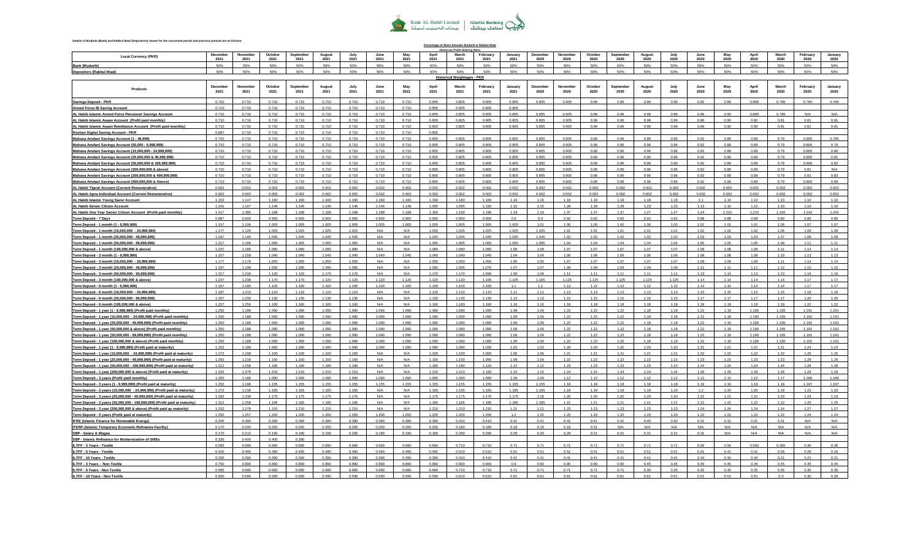Bank AL Habib Limited | Islamic Banking

Details of Mudarib (Bank) and Rabbul Maal (Depositors) shares for the concerned period and previous periods are as follows:

**Percentage of Share between Mudarib & Rabbul-Maal**

**Historical Profit Sharing Ratio**

| Local Currency (PKR) | December 2021 | November 2021 | October 2021 | September 2021 | August 2021 | July 2021 | June 2021 | May 2021 | April 2021 | March 2021 | February 2021 | January 2021 | December 2020 | November 2020 | October 2020 | September 2020 | August 2020 | July 2020 | June 2020 | May 2020 | April 2020 | March 2020 | February 2020 | January 2020 |
|---|---|---|---|---|---|---|---|---|---|---|---|---|---|---|---|---|---|---|---|---|---|---|---|---|
| Bank (Mudarib) | 50% | 50% | 50% | 50% | 50% | 50% | 50% | 50% | 50% | 50% | 50% | 50% | 50% | 50% | 50% | 50% | 50% | 50% | 50% | 50% | 50% | 50% | 50% | 50% |
| Depositors (Rabbul Maal) | 50% | 50% | 50% | 50% | 50% | 50% | 50% | 50% | 50% | 50% | 50% | 50% | 50% | 50% | 50% | 50% | 50% | 50% | 50% | 50% | 50% | 50% | 50% | 50% |

**Historical Weightages - PKR**

| Products | December 2021 | November 2021 | October 2021 | September 2021 | August 2021 | July 2021 | June 2021 | May 2021 | April 2021 | March 2021 | February 2021 | January 2021 | December 2020 | November 2020 | October 2020 | September 2020 | August 2020 | July 2020 | June 2020 | May 2020 | April 2020 | March 2020 | February 2020 | January 2020 |
|---|---|---|---|---|---|---|---|---|---|---|---|---|---|---|---|---|---|---|---|---|---|---|---|---|
| Savings Deposit - PKR | 0.710 | 0.710 | 0.710 | 0.710 | 0.710 | 0.710 | 0.710 | 0.710 | 0.805 | 0.805 | 0.805 | 0.805 | 0.805 | 0.905 | 0.96 | 0.96 | 0.96 | 0.96 | 0.92 | 0.89 | 0.890 | 0.785 | 0.784 | 0.784 |
| Armed Force IB Saving Account | 0.710 | 0.710 | 0.710 | 0.710 | 0.710 | 0.710 | 0.710 | 0.710 | 0.805 | 0.805 | 0.805 | 0.805 | | | | | | | | | | | | |
| AL Habib Islamic Armed Force Pensioner Savings Account | 0.710 | 0.710 | 0.710 | 0.710 | 0.710 | 0.710 | 0.710 | 0.710 | 0.805 | 0.805 | 0.805 | 0.805 | 0.805 | 0.905 | 0.96 | 0.96 | 0.96 | 0.96 | 0.96 | 0.90 | 0.890 | 0.785 | N/A | N/A |
| AL Habib Islamic Asaan Account (Profit paid monthly) | 0.710 | 0.710 | 0.710 | 0.710 | 0.710 | 0.710 | 0.710 | 0.710 | 0.805 | 0.805 | 0.805 | 0.805 | 0.805 | 0.905 | 0.96 | 0.96 | 0.96 | 0.96 | 0.96 | 0.90 | 0.90 | 0.81 | 0.81 | 0.81 |
| AL Habib Islamic Asaan Remittance Account (Profit paid monthly) | 0.710 | 0.710 | 0.710 | 0.710 | 0.710 | 0.710 | 0.710 | 0.710 | 0.805 | 0.805 | 0.805 | 0.805 | 0.805 | 0.905 | 0.96 | 0.96 | 0.96 | 0.96 | 0.96 | 0.90 | 0.90 | 0.81 | 0.81 | 0.81 |
| Roshan Digital Saving Account - PKR | 0.887 | 0.710 | 0.710 | 0.710 | 0.710 | 0.710 | 0.710 | 0.710 | 0.805 | | | | | | | | | | | | | | | |
| Mahana Amdani Savings Account (1 - 49,999) | 0.710 | 0.710 | 0.710 | 0.710 | 0.710 | 0.710 | 0.710 | 0.710 | 0.805 | 0.805 | 0.805 | 0.805 | 0.805 | 0.905 | 0.96 | 0.96 | 0.96 | 0.96 | 0.92 | 0.89 | 0.89 | 0.79 | 0.805 | 0.785 |
| Mahana Amdani Savings Account (50,000 - 9,999,999) | 0.710 | 0.710 | 0.710 | 0.710 | 0.710 | 0.710 | 0.710 | 0.710 | 0.805 | 0.805 | 0.805 | 0.805 | 0.805 | 0.905 | 0.96 | 0.96 | 0.96 | 0.96 | 0.92 | 0.89 | 0.89 | 0.79 | 0.805 | 0.79 |
| Mahana Amdani Savings Account (10,000,000 - 24,999,999) | 0.710 | 0.710 | 0.710 | 0.710 | 0.710 | 0.710 | 0.710 | 0.710 | 0.805 | 0.805 | 0.805 | 0.805 | 0.805 | 0.905 | 0.96 | 0.96 | 0.96 | 0.96 | 0.92 | 0.89 | 0.89 | 0.79 | 0.805 | 0.80 |
| Mahana Amdani Savings Account (25,000,000 & 49,999,999) | 0.710 | 0.710 | 0.710 | 0.710 | 0.710 | 0.710 | 0.710 | 0.710 | 0.805 | 0.805 | 0.805 | 0.805 | 0.805 | 0.905 | 0.96 | 0.96 | 0.96 | 0.96 | 0.92 | 0.89 | 0.89 | 0.79 | 0.805 | 0.81 |
| Mahana Amdani Savings Account (50,000,000 & 199,999,999) | 0.710 | 0.710 | 0.710 | 0.710 | 0.710 | 0.710 | 0.710 | 0.710 | 0.805 | 0.805 | 0.805 | 0.805 | 0.805 | 0.905 | 0.96 | 0.96 | 0.96 | 0.96 | 0.92 | 0.89 | 0.89 | 0.79 | 0.805 | 0.82 |
| Mahana Amdani Savings Account (200,000,000 & above) | 0.710 | 0.710 | 0.710 | 0.710 | 0.710 | 0.710 | 0.710 | 0.710 | 0.805 | 0.805 | 0.805 | 0.805 | 0.805 | 0.905 | 0.96 | 0.96 | 0.96 | 0.96 | 0.92 | 0.89 | 0.89 | 0.79 | 0.81 | N/A |
| Mahana Amdani Savings Account (200,000,000 & 499,999,999) | 0.710 | 0.710 | 0.710 | 0.710 | 0.710 | 0.710 | 0.710 | 0.710 | 0.805 | 0.805 | 0.805 | 0.805 | 0.805 | 0.905 | 0.96 | 0.96 | 0.96 | 0.96 | 0.92 | 0.89 | 0.89 | 0.79 | 0.81 | 0.83 |
| Mahana Amdani Savings Account (500,000,000 & Above) | 0.710 | 0.710 | 0.710 | 0.710 | 0.710 | 0.710 | 0.710 | 0.710 | 0.805 | 0.805 | 0.805 | 0.805 | 0.805 | 0.905 | 0.96 | 0.96 | 0.96 | 0.96 | 0.92 | 0.89 | 0.89 | 0.79 | 0.805 | 0.89 |
| AL Habib Tijarat Account (Current Remunerative) | 0.002 | 0.002 | 0.002 | 0.002 | 0.002 | 0.002 | 0.002 | 0.002 | 0.002 | 0.002 | 0.002 | 0.002 | 0.002 | 0.002 | 0.002 | 0.002 | 0.002 | 0.002 | 0.002 | 0.002 | 0.002 | 0.002 | 0.002 | 0.002 |
| AL Habib Apna Individual Account (Current Remunerative) | 0.002 | 0.002 | 0.002 | 0.002 | 0.002 | 0.002 | 0.002 | 0.002 | 0.002 | 0.002 | 0.002 | 0.002 | 0.002 | 0.002 | 0.002 | 0.002 | 0.002 | 0.002 | 0.002 | 0.002 | 0.002 | 0.002 | 0.002 | 0.002 |
| AL Habib Islamic Young Saver Account | 1.152 | 1.147 | 1.160 | 1.160 | 1.160 | 1.160 | 1.160 | 1.160 | 1.160 | 1.160 | 1.160 | 1.16 | 1.18 | 1.18 | 1.18 | 1.18 | 1.18 | 1.18 | 1.1 | 1.10 | 1.10 | 1.10 | 1.10 | 1.10 |
| AL Habib Senior Citizen Account | 1.241 | 1.147 | 1.146 | 1.146 | 1.146 | 1.146 | 1.146 | 1.146 | 1.095 | 1.095 | 1.150 | 1.15 | 1.15 | 1.28 | 1.28 | 1.28 | 1.23 | 1.23 | 1.13 | 1.10 | 1.10 | 1.10 | 1.10 | 1.10 |
| AL Habib One Year Senior Citizen Account (Profit paid monthly) | 1.417 | 1.366 | 1.188 | 1.188 | 1.188 | 1.188 | 1.188 | 1.188 | 1.160 | 1.160 | 1.190 | 1.19 | 1.19 | 1.37 | 1.37 | 1.37 | 1.27 | 1.27 | 1.24 | 1.210 | 1.210 | 1.242 | 1.242 | 1.242 |
| Term Deposit - 7 Days | 0.887 | 0.900 | 0.900 | 0.900 | 0.900 | 0.900 | 0.900 | 0.900 | 0.900 | 0.900 | 0.900 | 0.9 | 0.9 | 0.92 | 0.92 | 0.92 | 0.92 | 0.92 | 0.88 | 0.88 | 0.88 | 0.80 | 0.80 | 0.80 |
| Term Deposit - 1 month (1 - 9,999,999) | 1.157 | 1.106 | 1.005 | 1.005 | 1.005 | 1.005 | 1.005 | 1.005 | 1.005 | 1.005 | 1.005 | 1.005 | 1.01 | 1.00 | 1.00 | 1.00 | 1.00 | 1.00 | 1.01 | 1.01 | 1.01 | 1.05 | 1.07 | 1.07 |
| Term Deposit - 1 month (10,000,000 - 24,999,999) | 1.177 | 1.126 | 1.025 | 1.025 | 1.025 | 1.025 | N/A | N/A | 1.025 | 1.025 | 1.025 | 1.025 | 1.025 | 1.01 | 1.01 | 1.01 | 1.01 | 1.01 | 1.01 | 1.02 | 1.02 | 1.06 | 1.08 | 1.08 |
| Term Deposit - 1 month (25,000,000 - 49,999,999) | 1.197 | 1.146 | 1.045 | 1.045 | 1.045 | 1.045 | N/A | N/A | 1.045 | 1.045 | 1.045 | 1.045 | 1.045 | 1.02 | 1.02 | 1.02 | 1.02 | 1.02 | 1.03 | 1.03 | 1.03 | 1.07 | 1.09 | 1.09 |
| Term Deposit - 1 month (50,000,000 - 99,999,999) | 1.217 | 1.166 | 1.065 | 1.065 | 1.065 | 1.065 | N/A | N/A | 1.065 | 1.065 | 1.065 | 1.065 | 1.065 | 1.04 | 1.04 | 1.04 | 1.04 | 1.04 | 1.05 | 1.05 | 1.05 | 1.08 | 1.11 | 1.11 |
| Term Deposit - 1 month (100,000,000 & above) | 1.237 | 1.186 | 1.080 | 1.080 | 1.080 | 1.080 | N/A | N/A | 1.080 | 1.080 | 1.080 | 1.08 | 1.08 | 1.07 | 1.07 | 1.07 | 1.07 | 1.07 | 1.08 | 1.08 | 1.08 | 1.11 | 1.14 | 1.14 |
| Term Deposit - 3 month (1 - 9,999,999) | 1.157 | 1.158 | 1.040 | 1.040 | 1.040 | 1.040 | 1.040 | 1.040 | 1.040 | 1.040 | 1.040 | 1.04 | 1.04 | 1.06 | 1.06 | 1.06 | 1.06 | 1.06 | 1.08 | 1.08 | 1.08 | 1.10 | 1.13 | 1.13 |
| Term Deposit - 3 month (10,000,000 - 24,999,999) | 1.177 | 1.178 | 1.050 | 1.050 | 1.050 | 1.050 | N/A | N/A | 1.050 | 1.050 | 1.050 | 1.05 | 1.05 | 1.07 | 1.07 | 1.07 | 1.07 | 1.07 | 1.09 | 1.09 | 1.09 | 1.11 | 1.14 | 1.14 |
| Term Deposit - 3 month (25,000,000 - 49,999,999) | 1.197 | 1.198 | 1.095 | 1.095 | 1.095 | 1.095 | N/A | N/A | 1.095 | 1.095 | 1.070 | 1.07 | 1.07 | 1.09 | 1.09 | 1.09 | 1.09 | 1.09 | 1.11 | 1.11 | 1.11 | 1.12 | 1.15 | 1.15 |
| Term Deposit - 3 month (50,000,000 - 99,999,999) | 1.217 | 1.218 | 1.120 | 1.120 | 1.170 | 1.170 | N/A | N/A | 1.170 | 1.170 | 1.090 | 1.09 | 1.09 | 1.11 | 1.11 | 1.11 | 1.11 | 1.11 | 1.13 | 1.13 | 1.13 | 1.13 | 1.16 | 1.16 |
| Term Deposit - 3 month (100,000,000 & above) | 1.237 | 1.238 | 1.170 | 1.170 | 1.120 | 1.120 | 1.120 | 1.120 | 1.120 | 1.120 | 1.105 | 1.105 | 1.105 | 1.125 | 1.125 | 1.125 | 1.125 | 1.125 | 1.14 | 1.14 | 1.14 | 1.14 | 1.17 | 1.17 |
| Term Deposit - 6 month (1 - 9,999,999) | 1.167 | 1.190 | 1.100 | 1.100 | 1.100 | 1.100 | 1.100 | 1.100 | 1.100 | 1.100 | 1.100 | 1.1 | 1.1 | 1.12 | 1.12 | 1.12 | 1.12 | 1.12 | 1.14 | 1.14 | 1.14 | 1.14 | 1.17 | 1.17 |
| Term Deposit - 6 month (10,000,000 - 24,999,999) | 1.187 | 1.210 | 1.110 | 1.110 | 1.110 | 1.110 | N/A | N/A | 1.110 | 1.110 | 1.110 | 1.11 | 1.11 | 1.13 | 1.13 | 1.13 | 1.13 | 1.13 | 1.15 | 1.15 | 1.15 | 1.15 | 1.18 | 1.18 |
| Term Deposit - 6 month (25,000,000 - 99,999,999) | 1.207 | 1.230 | 1.130 | 1.130 | 1.130 | 1.130 | N/A | N/A | 1.130 | 1.130 | 1.130 | 1.13 | 1.13 | 1.15 | 1.15 | 1.15 | 1.15 | 1.15 | 1.17 | 1.17 | 1.17 | 1.17 | 1.20 | 1.20 |
| Term Deposit - 6 month (100,000,000 & above) | 1.227 | 1.250 | 1.160 | 1.160 | 1.160 | 1.160 | N/A | N/A | 1.160 | 1.160 | 1.160 | 1.16 | 1.16 | 1.18 | 1.18 | 1.18 | 1.18 | 1.18 | 1.19 | 1.19 | 1.19 | 1.19 | 1.22 | 1.22 |
| Term Deposit - 1 year (1 - 9,999,999) (Profit paid monthly) | 1.250 | 1.188 | 1.090 | 1.090 | 1.090 | 1.090 | 1.090 | 1.090 | 1.090 | 1.090 | 1.090 | 1.09 | 1.09 | 1.22 | 1.22 | 1.22 | 1.18 | 1.18 | 1.22 | 1.19 | 1.190 | 1.165 | 1.191 | 1.191 |
| Term Deposit - 1 year (10,000,000 - 24,999,999) (Profit paid monthly) | 1.250 | 1.188 | 1.090 | 1.090 | 1.090 | 1.090 | 1.090 | 1.090 | 1.090 | 1.090 | 1.090 | 1.09 | 1.09 | 1.22 | 1.22 | 1.22 | 1.18 | 1.18 | 1.22 | 1.19 | 1.190 | 1.165 | 1.191 | 1.191 |
| Term Deposit - 1 year (25,000,000 - 49,999,999) (Profit paid monthly) | 1.250 | 1.188 | 1.090 | 1.090 | 1.090 | 1.090 | 1.090 | 1.090 | 1.090 | 1.090 | 1.090 | 1.09 | 1.09 | 1.22 | 1.22 | 1.22 | 1.18 | 1.18 | 1.22 | 1.19 | 1.190 | 1.165 | 1.191 | 1.191 |
| Term Deposit - 1 year (50,000,000 & above) (Profit paid monthly) | 1.250 | 1.188 | 1.090 | 1.090 | 1.090 | 1.090 | 1.090 | 1.090 | 1.090 | 1.090 | 1.090 | 1.09 | 1.09 | 1.22 | 1.22 | 1.22 | 1.18 | 1.18 | 1.22 | 1.19 | 1.190 | 1.165 | 1.191 | 1.191 |
| Term Deposit - 1 year (50,000,000 - 99,999,999) (Profit paid monthly) | 1.250 | 1.188 | 1.090 | 1.090 | 1.090 | 1.090 | 1.090 | 1.090 | 1.090 | 1.090 | 1.090 | 1.09 | 1.09 | 1.22 | 1.22 | 1.22 | 1.18 | 1.18 | 1.22 | 1.19 | 1.190 | 1.165 | 1.191 | 1.191 |
| Term Deposit - 1 year (100,000,000 & above) (Profit paid monthly) | 1.250 | 1.188 | 1.090 | 1.090 | 1.090 | 1.090 | 1.090 | 1.090 | 1.090 | 1.090 | 1.090 | 1.09 | 1.09 | 1.22 | 1.22 | 1.22 | 1.18 | 1.18 | 1.22 | 1.19 | 1.190 | 1.165 | 1.191 | 1.191 |
| Term Deposit - 1 year (1 - 9,999,999) (Profit paid at maturity) | 1.252 | 1.188 | 1.090 | 1.090 | 1.090 | 1.090 | 1.090 | 1.090 | 1.090 | 1.090 | 1.030 | 1.03 | 1.03 | 1.20 | 1.20 | 1.20 | 1.20 | 1.20 | 1.21 | 1.21 | 1.21 | 1.21 | 1.24 | 1.24 |
| Term Deposit - 1 year (10,000,000 - 24,999,999) (Profit paid at maturity) | 1.272 | 1.198 | 1.100 | 1.100 | 1.100 | 1.100 | N/A | N/A | 1.100 | 1.100 | 1.060 | 1.06 | 1.06 | 1.21 | 1.21 | 1.21 | 1.21 | 1.21 | 1.22 | 1.22 | 1.22 | 1.22 | 1.25 | 1.25 |
| Term Deposit - 1 year (25,000,000 - 49,999,999) (Profit paid at maturity) | 1.292 | 1.218 | 1.150 | 1.150 | 1.150 | 1.150 | N/A | N/A | 1.150 | 1.150 | 1.090 | 1.09 | 1.09 | 1.22 | 1.22 | 1.22 | 1.22 | 1.22 | 1.23 | 1.23 | 1.23 | 1.23 | 1.26 | 1.26 |
| Term Deposit - 1 year (50,000,000 - 199,999,999) (Profit paid at maturity) | 1.312 | 1.258 | 1.180 | 1.180 | 1.180 | 1.180 | N/A | N/A | 1.180 | 1.180 | 1.120 | 1.12 | 1.12 | 1.23 | 1.23 | 1.23 | 1.23 | 1.23 | 1.24 | 1.24 | 1.24 | 1.24 | 1.28 | 1.28 |
| Term Deposit - 1 year (200,000,000 & above) (Profit paid at maturity) | 1.332 | 1.278 | 1.210 | 1.210 | 1.210 | 1.210 | N/A | N/A | 1.210 | 1.210 | 1.150 | 1.15 | 1.15 | 1.24 | 1.24 | 1.24 | 1.24 | 1.24 | 1.26 | 1.26 | 1.26 | 1.26 | 1.29 | 1.29 |
| Term Deposit - 3 years (Profit paid monthly) | 1.250 | 1.188 | 1.090 | 1.090 | 1.090 | 1.090 | 1.090 | 1.090 | 1.090 | 1.090 | 1.090 | 1.09 | 1.09 | 1.12 | 1.12 | 1.12 | 1.12 | 1.12 | 1.12 | 1.12 | 1.12 | 1.12 | 1.188 | 1.188 |
| Term Deposit - 3 years (1 - 9,999,999) (Profit paid at maturity) | 1.252 | 1.198 | 1.155 | 1.155 | 1.155 | 1.155 | 1.155 | 1.155 | 1.155 | 1.155 | 1.155 | 1.155 | 1.155 | 1.18 | 1.18 | 1.18 | 1.18 | 1.18 | 1.19 | 1.19 | 1.19 | 1.18 | 1.197 | 1.197 |
| Term Deposit - 3 years (10,000,000 - 24,999,999) (Profit paid at maturity) | 1.272 | 1.218 | 1.165 | 1.165 | 1.165 | 1.165 | N/A | N/A | 1.165 | 1.165 | 1.165 | 1.165 | 1.165 | 1.19 | 1.19 | 1.19 | 1.19 | 1.19 | 1.2 | 1.20 | 1.20 | 1.19 | 1.22 | 1.22 |
| Term Deposit - 3 years (25,000,000 - 49,999,999) (Profit paid at maturity) | 1.292 | 1.238 | 1.175 | 1.175 | 1.175 | 1.175 | N/A | N/A | 1.175 | 1.175 | 1.175 | 1.175 | 1.18 | 1.20 | 1.20 | 1.20 | 1.20 | 1.20 | 1.21 | 1.21 | 1.21 | 1.20 | 1.23 | 1.23 |
| Term Deposit - 3 years (50,000,000 - 199,999,999) (Profit paid at maturity) | 1.312 | 1.258 | 1.185 | 1.185 | 1.185 | 1.185 | N/A | N/A | 1.185 | 1.185 | 1.185 | 1.185 | 1.185 | 1.21 | 1.21 | 1.21 | 1.21 | 1.21 | 1.22 | 1.22 | 1.22 | 1.22 | 1.25 | 1.25 |
| Term Deposit - 3 year (200,000,000 & above) (Profit paid ay maturity) | 1.332 | 1.278 | 1.210 | 1.210 | 1.210 | 1.210 | N/A | N/A | 1.210 | 1.210 | 1.210 | 1.21 | 1.21 | 1.23 | 1.23 | 1.23 | 1.23 | 1.23 | 1.24 | 1.24 | 1.24 | 1.24 | 1.27 | 1.27 |
| Term Deposit - 5 years (Profit paid at maturity) | 1.250 | 1.257 | 1.200 | 1.200 | 1.200 | 1.200 | 1.200 | 1.200 | 1.200 | 1.200 | 1.200 | 1.2 | 1.20 | 1.20 | 1.20 | 1.20 | 1.20 | 1.20 | 1.22 | 1.22 | 1.22 | 1.22 | 1.24 | 1.24 |
| IFRE (Islamic Finance for Renewable Energy) | 0.335 | 0.390 | 0.390 | 0.390 | 0.390 | 0.390 | 0.390 | 0.390 | 0.390 | 0.410 | 0.410 | 0.41 | 0.41 | 0.41 | 0.41 | 0.41 | 0.40 | 0.40 | 0.31 | 0.31 | 0.31 | 0.31 | N/A | N/A |
| ITERF-(Islamic Temporary Economic Refinance Facility) | 0.170 | 0.200 | 0.200 | 0.200 | 0.200 | 0.200 | 0.200 | 0.200 | 0.200 | 0.180 | 0.180 | 0.18 | 0.18 | 0.18 | 0.31 | N/A | N/A | N/A | N/A | N/A | N/A | N/A | N/A | N/A |
| SBP - Salary & Wages | 0.170 | 0.210 | 0.190 | 0.190 | 0.190 | 0.190 | 0.190 | 0.190 | 0.190 | 0.290 | 0.290 | 0.29 | 0.29 | 0.29 | 0.31 | 0.31 | 0.31 | 0.31 | 0.31 | N/A | N/A | N/A | N/A | N/A |
| SBP - Islamic Refinance for Modernization of SMEs | 0.335 | 0.400 | 0.400 | 0.390 | | | | | | | | | | | | | | | | | | | | |
| ILTFF - 3 Years - Textile | 0.585 | 0.690 | 0.690 | 0.690 | 0.690 | 0.690 | 0.690 | 0.690 | 0.690 | 0.710 | 0.710 | 0.71 | 0.71 | 0.71 | 0.71 | 0.71 | 0.71 | 0.71 | 0.56 | 0.56 | 0.560 | 0.365 | 0.36 | 0.36 |
| ILTFF - 5 Years - Textile | 0.420 | 0.490 | 0.490 | 0.490 | 0.490 | 0.490 | 0.490 | 0.490 | 0.490 | 0.510 | 0.510 | 0.51 | 0.51 | 0.51 | 0.51 | 0.51 | 0.51 | 0.51 | 0.41 | 0.41 | 0.41 | 0.26 | 0.26 | 0.26 |
| ILTFF - 10 Years - Textile | 0.335 | 0.390 | 0.390 | 0.390 | 0.390 | 0.390 | 0.390 | 0.390 | 0.390 | 0.410 | 0.410 | 0.41 | 0.41 | 0.41 | 0.41 | 0.41 | 0.41 | 0.41 | 0.34 | 0.34 | 0.34 | 0.21 | 0.21 | 0.21 |
| ILTFF - 3 Years - Non Textile | 0.750 | 0.890 | 0.890 | 0.890 | 0.890 | 0.890 | 0.890 | 0.890 | 0.890 | 0.900 | 0.900 | 0.9 | 0.90 | 0.90 | 0.90 | 0.90 | 0.45 | 0.45 | 0.45 | 0.45 | 0.45 | 0.45 | 0.45 | 0.45 |
| ILTFF - 5 Years - Non Textile | 0.585 | 0.690 | 0.690 | 0.690 | 0.690 | 0.690 | 0.690 | 0.690 | 0.690 | 0.710 | 0.710 | 0.71 | 0.71 | 0.71 | 0.71 | 0.71 | 0.35 | 0.35 | 0.35 | 0.35 | 0.35 | 0.35 | 0.35 | 0.35 |
| ILTFF - 10 Years - Non Textile | 0.500 | 0.590 | 0.590 | 0.590 | 0.590 | 0.590 | 0.590 | 0.590 | 0.590 | 0.610 | 0.610 | 0.61 | 0.61 | 0.61 | 0.61 | 0.61 | 0.61 | 0.61 | 0.51 | 0.51 | 0.51 | 0.3 | 0.30 | 0.30 |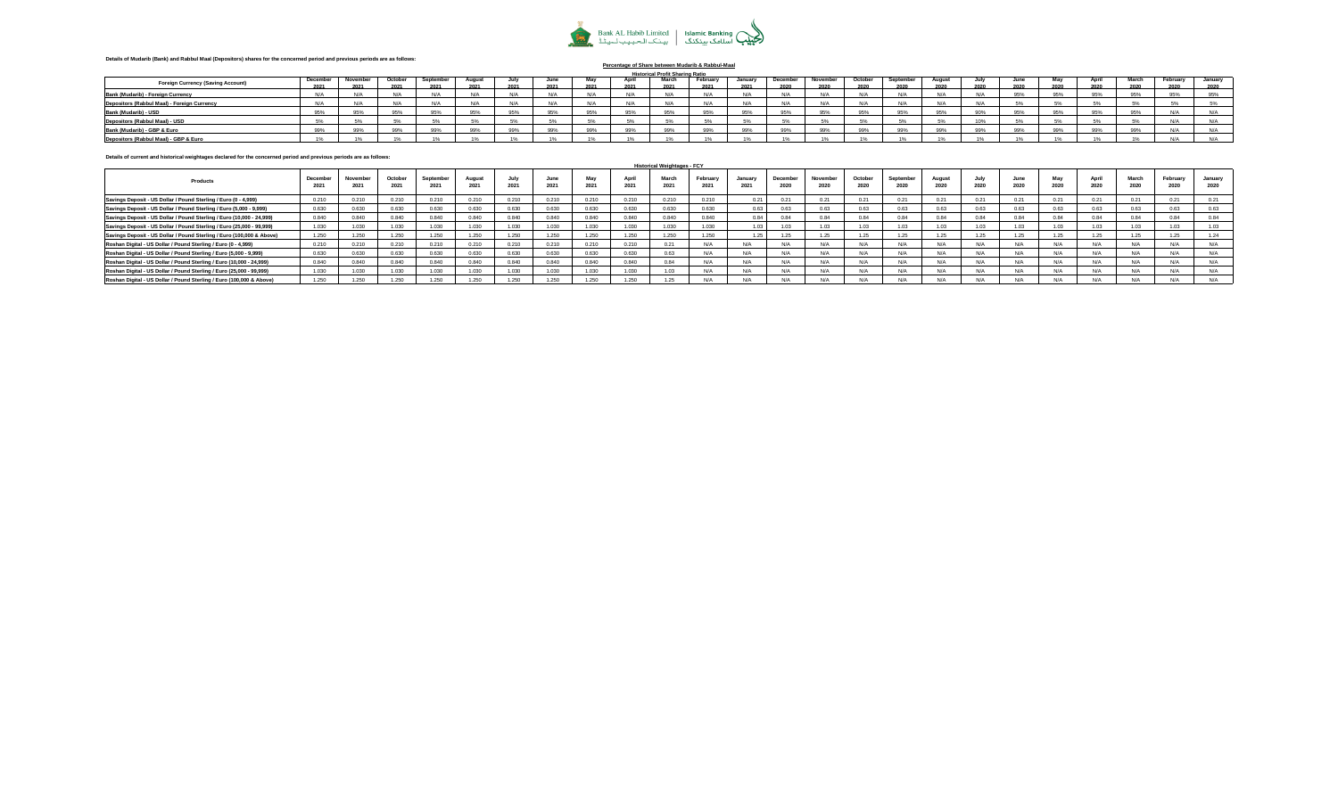Bank AL Habib Limited | Islamic Banking

Details of Mudarib (Bank) and Rabbul Maal (Depositors) shares for the concerned period and previous periods are as follows:

**Percentage of Share between Mudarib & Rabbul-Maal**

| Foreign Currency (Saving Account) | Historical Profit Sharing Ratio | | | | | | | | | | | | | | | | | | | | | | | |
|---|---|---|---|---|---|---|---|---|---|---|---|---|---|---|---|---|---|---|---|---|---|---|---|---|
| | December 2021 | November 2021 | October 2021 | September 2021 | August 2021 | July 2021 | June 2021 | May 2021 | April 2021 | March 2021 | February 2021 | January 2021 | December 2020 | November 2020 | October 2020 | September 2020 | August 2020 | July 2020 | June 2020 | May 2020 | April 2020 | March 2020 | February 2020 | January 2020 |
| Bank (Mudarib) - Foreign Currency | N/A | N/A | N/A | N/A | N/A | N/A | N/A | N/A | N/A | N/A | N/A | N/A | N/A | N/A | N/A | N/A | N/A | N/A | 95% | 95% | 95% | 95% | 95% | 95% |
| Depositors (Rabbul Maal) - Foreign Currency | N/A | N/A | N/A | N/A | N/A | N/A | N/A | N/A | N/A | N/A | N/A | N/A | N/A | N/A | N/A | N/A | N/A | N/A | 5% | 5% | 5% | 5% | 5% | 5% |
| Bank (Mudarib) - USD | 95% | 95% | 95% | 95% | 95% | 95% | 95% | 95% | 95% | 95% | 95% | 95% | 95% | 95% | 95% | 95% | 95% | 90% | 95% | 95% | 95% | 95% | N/A | N/A |
| Depositors (Rabbul Maal) - USD | 5% | 5% | 5% | 5% | 5% | 5% | 5% | 5% | 5% | 5% | 5% | 5% | 5% | 5% | 5% | 5% | 5% | 10% | 5% | 5% | 5% | 5% | N/A | N/A |
| Bank (Mudarib) - GBP & Euro | 99% | 99% | 99% | 99% | 99% | 99% | 99% | 99% | 99% | 99% | 99% | 99% | 99% | 99% | 99% | 99% | 99% | 99% | 99% | 99% | 99% | 99% | N/A | N/A |
| Depositors (Rabbul Maal) - GBP & Euro | 1% | 1% | 1% | 1% | 1% | 1% | 1% | 1% | 1% | 1% | 1% | 1% | 1% | 1% | 1% | 1% | 1% | 1% | 1% | 1% | 1% | 1% | N/A | N/A |

Details of current and historical weightages declared for the concerned period and previous periods are as follows:

**Historical Weightages - FCY**

| Products | December 2021 | November 2021 | October 2021 | September 2021 | August 2021 | July 2021 | June 2021 | May 2021 | April 2021 | March 2021 | February 2021 | January 2021 | December 2020 | November 2020 | October 2020 | September 2020 | August 2020 | July 2020 | June 2020 | May 2020 | April 2020 | March 2020 | February 2020 | January 2020 |
|---|---|---|---|---|---|---|---|---|---|---|---|---|---|---|---|---|---|---|---|---|---|---|---|---|
| Savings Deposit - US Dollar / Pound Sterling / Euro (0 - 4,999) | 0.210 | 0.210 | 0.210 | 0.210 | 0.210 | 0.210 | 0.210 | 0.210 | 0.210 | 0.210 | 0.210 | 0.21 | 0.21 | 0.21 | 0.21 | 0.21 | 0.21 | 0.21 | 0.21 | 0.21 | 0.21 | 0.21 | 0.21 | 0.21 |
| Savings Deposit - US Dollar / Pound Sterling / Euro (5,000 - 9,999) | 0.630 | 0.630 | 0.630 | 0.630 | 0.630 | 0.630 | 0.630 | 0.630 | 0.630 | 0.630 | 0.630 | 0.63 | 0.63 | 0.63 | 0.63 | 0.63 | 0.63 | 0.63 | 0.63 | 0.63 | 0.63 | 0.63 | 0.63 | 0.63 |
| Savings Deposit - US Dollar / Pound Sterling / Euro (10,000 - 24,999) | 0.840 | 0.840 | 0.840 | 0.840 | 0.840 | 0.840 | 0.840 | 0.840 | 0.840 | 0.840 | 0.840 | 0.84 | 0.84 | 0.84 | 0.84 | 0.84 | 0.84 | 0.84 | 0.84 | 0.84 | 0.84 | 0.84 | 0.84 | 0.84 |
| Savings Deposit - US Dollar / Pound Sterling / Euro (25,000 - 99,999) | 1.030 | 1.030 | 1.030 | 1.030 | 1.030 | 1.030 | 1.030 | 1.030 | 1.030 | 1.030 | 1.030 | 1.03 | 1.03 | 1.03 | 1.03 | 1.03 | 1.03 | 1.03 | 1.03 | 1.03 | 1.03 | 1.03 | 1.03 | 1.03 |
| Savings Deposit - US Dollar / Pound Sterling / Euro (100,000 & Above) | 1.250 | 1.250 | 1.250 | 1.250 | 1.250 | 1.250 | 1.250 | 1.250 | 1.250 | 1.250 | 1.250 | 1.25 | 1.25 | 1.25 | 1.25 | 1.25 | 1.25 | 1.25 | 1.25 | 1.25 | 1.25 | 1.25 | 1.25 | 1.24 |
| Roshan Digital - US Dollar / Pound Sterling / Euro (0 - 4,999) | 0.210 | 0.210 | 0.210 | 0.210 | 0.210 | 0.210 | 0.210 | 0.210 | 0.210 | 0.21 | N/A | N/A | N/A | N/A | N/A | N/A | N/A | N/A | N/A | N/A | N/A | N/A | N/A | N/A |
| Roshan Digital - US Dollar / Pound Sterling / Euro (5,000 - 9,999) | 0.630 | 0.630 | 0.630 | 0.630 | 0.630 | 0.630 | 0.630 | 0.630 | 0.630 | 0.63 | N/A | N/A | N/A | N/A | N/A | N/A | N/A | N/A | N/A | N/A | N/A | N/A | N/A | N/A |
| Roshan Digital - US Dollar / Pound Sterling / Euro (10,000 - 24,999) | 0.840 | 0.840 | 0.840 | 0.840 | 0.840 | 0.840 | 0.840 | 0.840 | 0.840 | 0.84 | N/A | N/A | N/A | N/A | N/A | N/A | N/A | N/A | N/A | N/A | N/A | N/A | N/A | N/A |
| Roshan Digital - US Dollar / Pound Sterling / Euro (25,000 - 99,999) | 1.030 | 1.030 | 1.030 | 1.030 | 1.030 | 1.030 | 1.030 | 1.030 | 1.030 | 1.03 | N/A | N/A | N/A | N/A | N/A | N/A | N/A | N/A | N/A | N/A | N/A | N/A | N/A | N/A |
| Roshan Digital - US Dollar / Pound Sterling / Euro (100,000 & Above) | 1.250 | 1.250 | 1.250 | 1.250 | 1.250 | 1.250 | 1.250 | 1.250 | 1.250 | 1.25 | N/A | N/A | N/A | N/A | N/A | N/A | N/A | N/A | N/A | N/A | N/A | N/A | N/A | N/A |